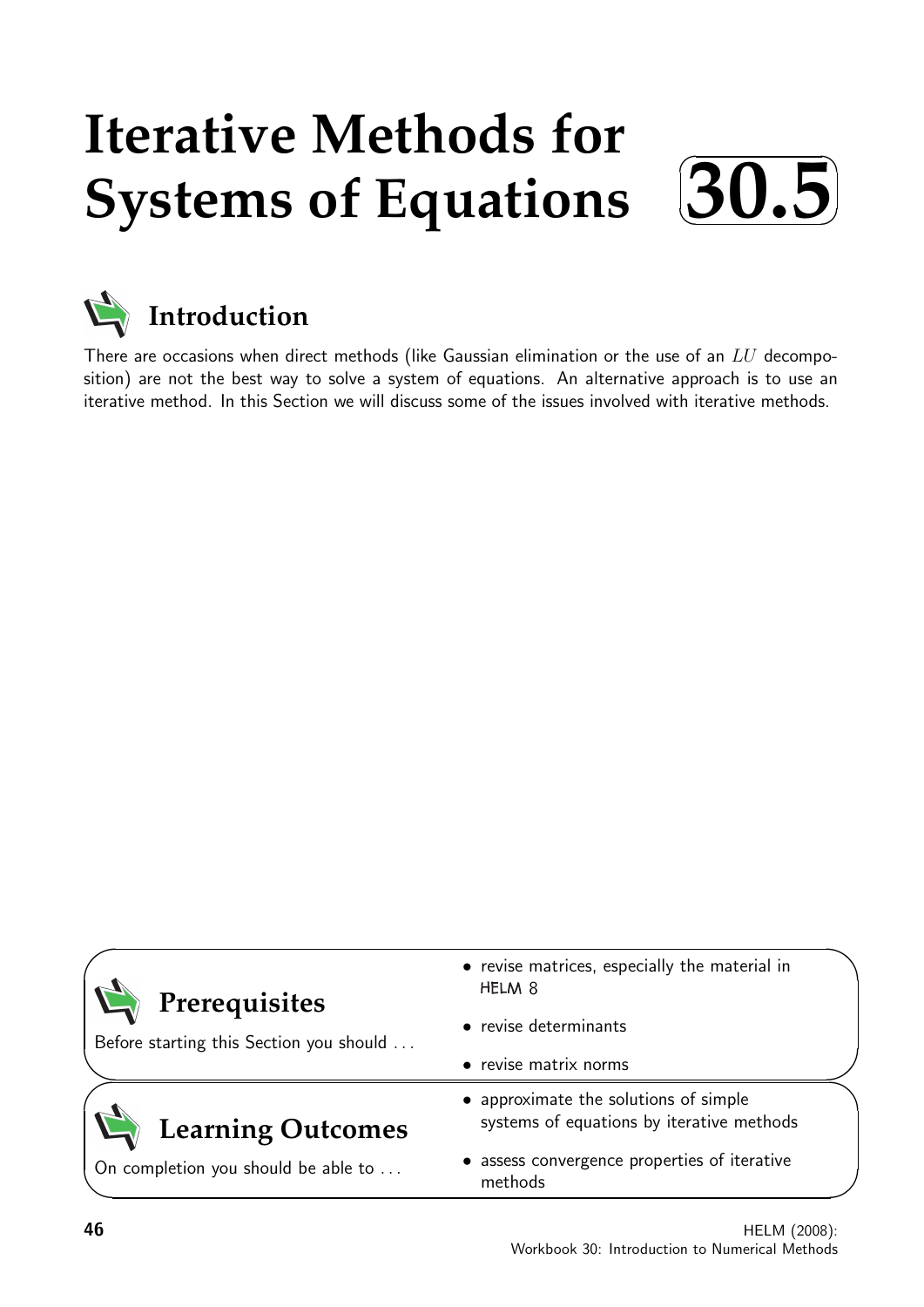# Iterative Methods for Systems of Equations

# 30.5

## Introduction

There are occasions when direct methods (like Gaussian elimination or the use of an $LU$ decomposition) are not the best way to solve a system of equations. An alternative approach is to use an iterative method. In this Section we will discuss some of the issues involved with iterative methods.

## Prerequisites

Before starting this Section you should . . .

- revise matrices, especially the material in HELM 8
- revise determinants
- revise matrix norms

## Learning Outcomes

On completion you should be able to . . .

- approximate the solutions of simple systems of equations by iterative methods
- assess convergence properties of iterative methods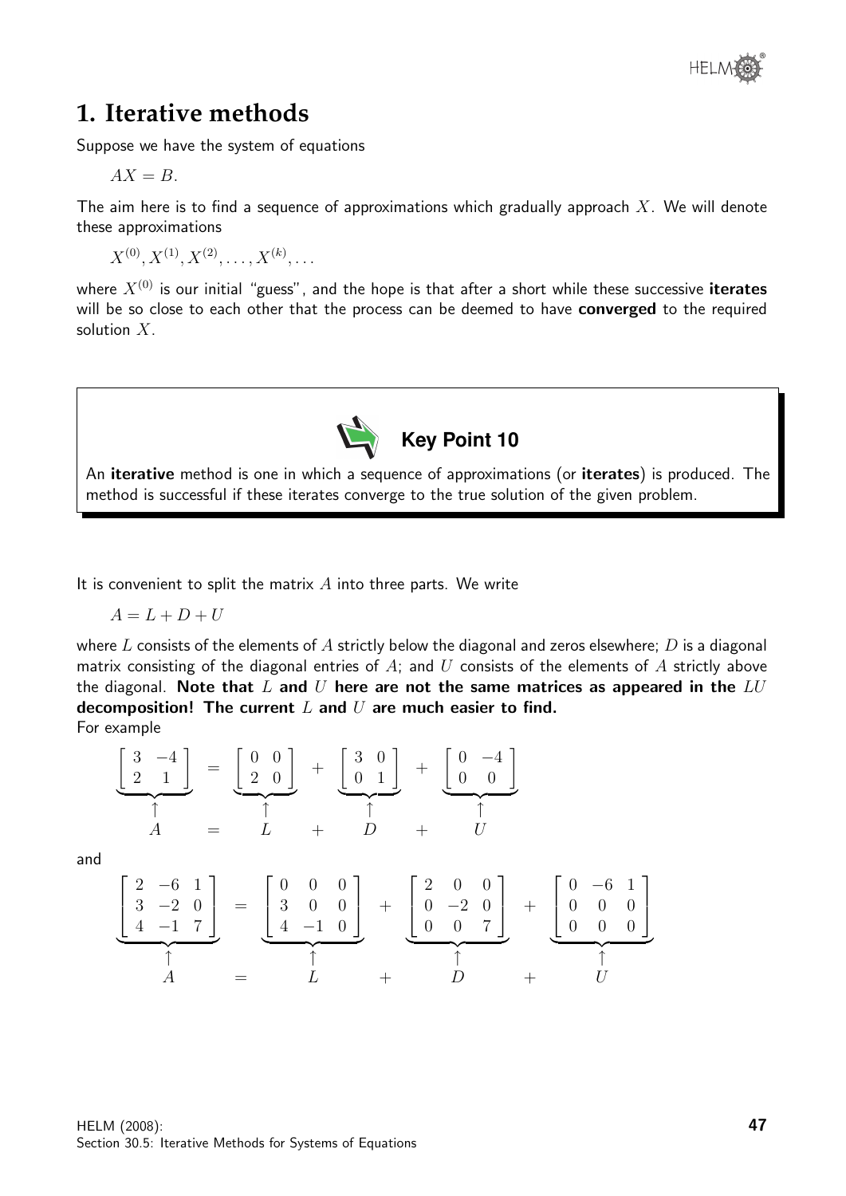# 1. Iterative methods

Suppose we have the system of equations

$$AX = B.$$

The aim here is to find a sequence of approximations which gradually approach $X$. We will denote these approximations

$$X^{(0)}, X^{(1)}, X^{(2)}, \ldots, X^{(k)}, \ldots$$

where $X^{(0)}$ is our initial "guess", and the hope is that after a short while these successive **iterates** will be so close to each other that the process can be deemed to have **converged** to the required solution $X$.

**Key Point 10**

An **iterative** method is one in which a sequence of approximations (or **iterates**) is produced. The method is successful if these iterates converge to the true solution of the given problem.

It is convenient to split the matrix $A$ into three parts. We write

$$A = L + D + U$$

where $L$ consists of the elements of $A$ strictly below the diagonal and zeros elsewhere; $D$ is a diagonal matrix consisting of the diagonal entries of $A$; and $U$ consists of the elements of $A$ strictly above the diagonal. **Note that $L$ and $U$ here are not the same matrices as appeared in the $LU$ decomposition! The current $L$ and $U$ are much easier to find.**

For example

$$\underbrace{\begin{bmatrix} 3 & -4 \\ 2 & 1 \end{bmatrix}}_{\substack{\uparrow \\ A}} = \underbrace{\begin{bmatrix} 0 & 0 \\ 2 & 0 \end{bmatrix}}_{\substack{\uparrow \\ L}} + \underbrace{\begin{bmatrix} 3 & 0 \\ 0 & 1 \end{bmatrix}}_{\substack{\uparrow \\ D}} + \underbrace{\begin{bmatrix} 0 & -4 \\ 0 & 0 \end{bmatrix}}_{\substack{\uparrow \\ U}}$$

and

$$\underbrace{\begin{bmatrix} 2 & -6 & 1 \\ 3 & -2 & 0 \\ 4 & -1 & 7 \end{bmatrix}}_{\substack{\uparrow \\ A}} = \underbrace{\begin{bmatrix} 0 & 0 & 0 \\ 3 & 0 & 0 \\ 4 & -1 & 0 \end{bmatrix}}_{\substack{\uparrow \\ L}} + \underbrace{\begin{bmatrix} 2 & 0 & 0 \\ 0 & -2 & 0 \\ 0 & 0 & 7 \end{bmatrix}}_{\substack{\uparrow \\ D}} + \underbrace{\begin{bmatrix} 0 & -6 & 1 \\ 0 & 0 & 0 \\ 0 & 0 & 0 \end{bmatrix}}_{\substack{\uparrow \\ U}}$$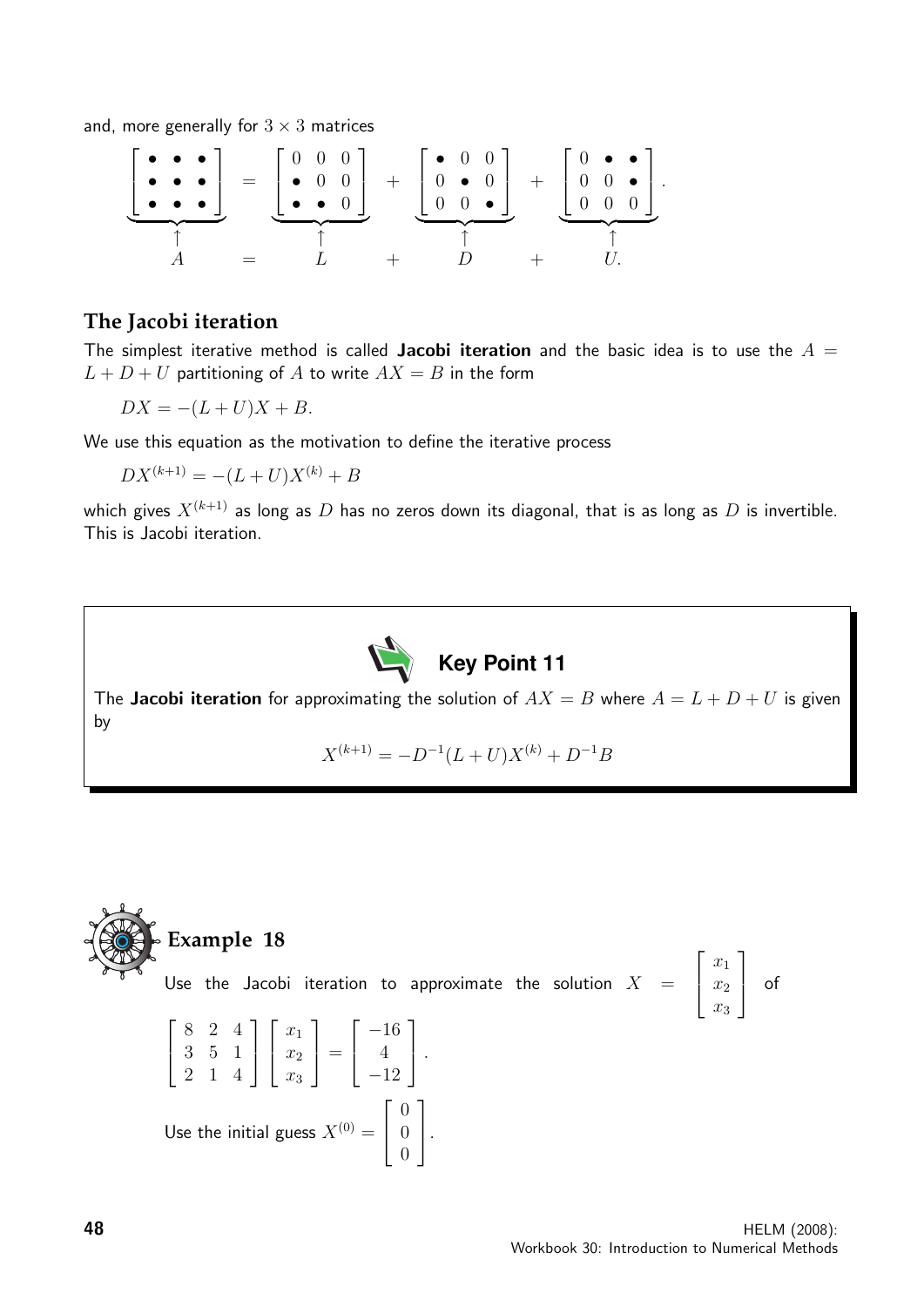and, more generally for $3 \times 3$ matrices

$$\underbrace{\begin{bmatrix} \bullet & \bullet & \bullet \\ \bullet & \bullet & \bullet \\ \bullet & \bullet & \bullet \end{bmatrix}}_{\substack{\uparrow \\ A}} \begin{matrix} = \\ \\ = \end{matrix} \underbrace{\begin{bmatrix} 0 & 0 & 0 \\ \bullet & 0 & 0 \\ \bullet & \bullet & 0 \end{bmatrix}}_{\substack{\uparrow \\ L}} + \underbrace{\begin{bmatrix} \bullet & 0 & 0 \\ 0 & \bullet & 0 \\ 0 & 0 & \bullet \end{bmatrix}}_{\substack{\uparrow \\ D}} + \underbrace{\begin{bmatrix} 0 & \bullet & \bullet \\ 0 & 0 & \bullet \\ 0 & 0 & 0 \end{bmatrix}}_{\substack{\uparrow \\ U.}}.$$

## The Jacobi iteration

The simplest iterative method is called **Jacobi iteration** and the basic idea is to use the $A = L + D + U$ partitioning of $A$ to write $AX = B$ in the form

$$DX = -(L + U)X + B.$$

We use this equation as the motivation to define the iterative process

$$DX^{(k+1)} = -(L + U)X^{(k)} + B$$

which gives $X^{(k+1)}$ as long as $D$ has no zeros down its diagonal, that is as long as $D$ is invertible. This is Jacobi iteration.

### Key Point 11

The **Jacobi iteration** for approximating the solution of $AX = B$ where $A = L + D + U$ is given by

$$X^{(k+1)} = -D^{-1}(L + U)X^{(k)} + D^{-1}B$$

## Example 18

Use the Jacobi iteration to approximate the solution $X = \begin{bmatrix} x_1 \\ x_2 \\ x_3 \end{bmatrix}$ of

$$\begin{bmatrix} 8 & 2 & 4 \\ 3 & 5 & 1 \\ 2 & 1 & 4 \end{bmatrix} \begin{bmatrix} x_1 \\ x_2 \\ x_3 \end{bmatrix} = \begin{bmatrix} -16 \\ 4 \\ -12 \end{bmatrix}.$$

Use the initial guess $X^{(0)} = \begin{bmatrix} 0 \\ 0 \\ 0 \end{bmatrix}$.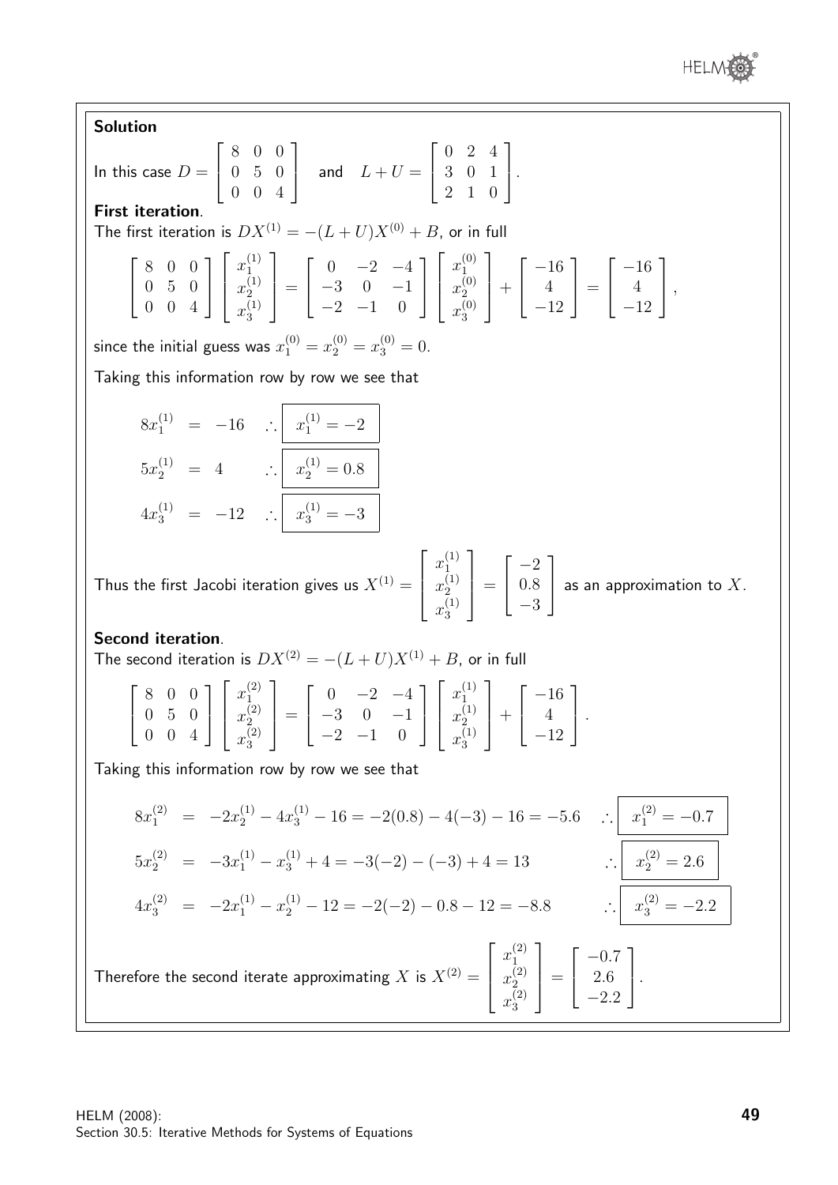**Solution**

In this case $D = \begin{bmatrix} 8 & 0 & 0 \\ 0 & 5 & 0 \\ 0 & 0 & 4 \end{bmatrix}$ and $L + U = \begin{bmatrix} 0 & 2 & 4 \\ 3 & 0 & 1 \\ 2 & 1 & 0 \end{bmatrix}$.

**First iteration**.

The first iteration is $DX^{(1)} = -(L + U)X^{(0)} + B$, or in full

$$\begin{bmatrix} 8 & 0 & 0 \\ 0 & 5 & 0 \\ 0 & 0 & 4 \end{bmatrix} \begin{bmatrix} x_1^{(1)} \\ x_2^{(1)} \\ x_3^{(1)} \end{bmatrix} = \begin{bmatrix} 0 & -2 & -4 \\ -3 & 0 & -1 \\ -2 & -1 & 0 \end{bmatrix} \begin{bmatrix} x_1^{(0)} \\ x_2^{(0)} \\ x_3^{(0)} \end{bmatrix} + \begin{bmatrix} -16 \\ 4 \\ -12 \end{bmatrix} = \begin{bmatrix} -16 \\ 4 \\ -12 \end{bmatrix},$$

since the initial guess was $x_1^{(0)} = x_2^{(0)} = x_3^{(0)} = 0$.

Taking this information row by row we see that

$$8x_1^{(1)} = -16 \quad \therefore \boxed{x_1^{(1)} = -2}$$

$$5x_2^{(1)} = 4 \quad \therefore \boxed{x_2^{(1)} = 0.8}$$

$$4x_3^{(1)} = -12 \quad \therefore \boxed{x_3^{(1)} = -3}$$

Thus the first Jacobi iteration gives us $X^{(1)} = \begin{bmatrix} x_1^{(1)} \\ x_2^{(1)} \\ x_3^{(1)} \end{bmatrix} = \begin{bmatrix} -2 \\ 0.8 \\ -3 \end{bmatrix}$ as an approximation to $X$.

**Second iteration**.

The second iteration is $DX^{(2)} = -(L + U)X^{(1)} + B$, or in full

$$\begin{bmatrix} 8 & 0 & 0 \\ 0 & 5 & 0 \\ 0 & 0 & 4 \end{bmatrix} \begin{bmatrix} x_1^{(2)} \\ x_2^{(2)} \\ x_3^{(2)} \end{bmatrix} = \begin{bmatrix} 0 & -2 & -4 \\ -3 & 0 & -1 \\ -2 & -1 & 0 \end{bmatrix} \begin{bmatrix} x_1^{(1)} \\ x_2^{(1)} \\ x_3^{(1)} \end{bmatrix} + \begin{bmatrix} -16 \\ 4 \\ -12 \end{bmatrix}.$$

Taking this information row by row we see that

$$8x_1^{(2)} = -2x_2^{(1)} - 4x_3^{(1)} - 16 = -2(0.8) - 4(-3) - 16 = -5.6 \quad \therefore \boxed{x_1^{(2)} = -0.7}$$

$$5x_2^{(2)} = -3x_1^{(1)} - x_3^{(1)} + 4 = -3(-2) - (-3) + 4 = 13 \quad \therefore \boxed{x_2^{(2)} = 2.6}$$

$$4x_3^{(2)} = -2x_1^{(1)} - x_2^{(1)} - 12 = -2(-2) - 0.8 - 12 = -8.8 \quad \therefore \boxed{x_3^{(2)} = -2.2}$$

Therefore the second iterate approximating $X$ is $X^{(2)} = \begin{bmatrix} x_1^{(2)} \\ x_2^{(2)} \\ x_3^{(2)} \end{bmatrix} = \begin{bmatrix} -0.7 \\ 2.6 \\ -2.2 \end{bmatrix}$.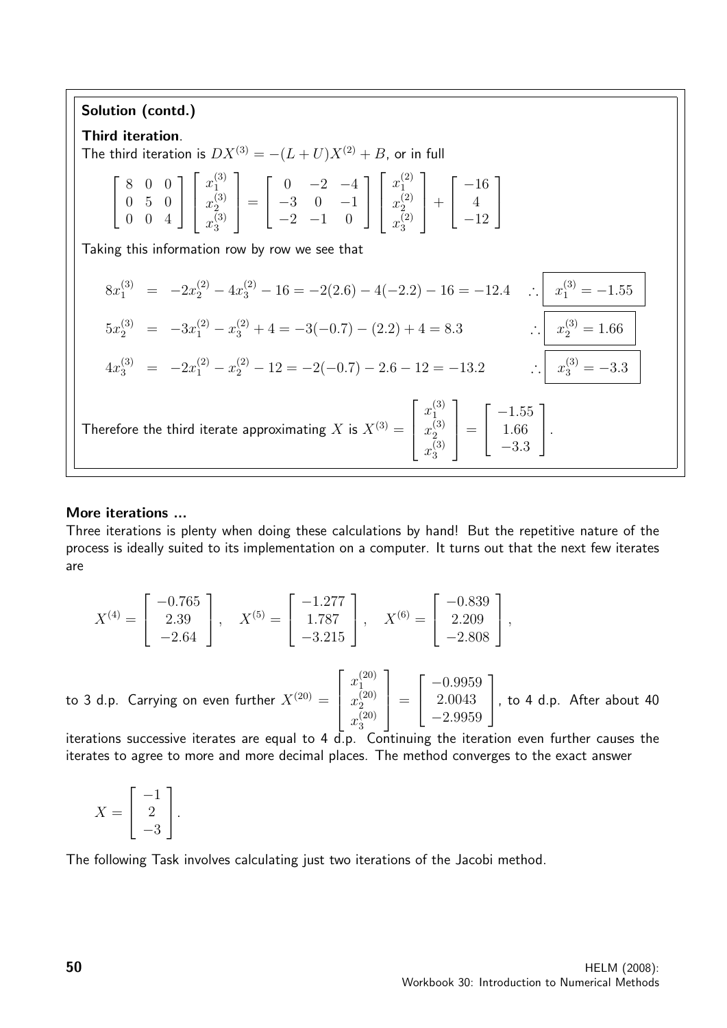**Solution (contd.)**

**Third iteration**.

The third iteration is $DX^{(3)} = -(L+U)X^{(2)} + B$, or in full

$$\begin{bmatrix} 8 & 0 & 0 \\ 0 & 5 & 0 \\ 0 & 0 & 4 \end{bmatrix} \begin{bmatrix} x_1^{(3)} \\ x_2^{(3)} \\ x_3^{(3)} \end{bmatrix} = \begin{bmatrix} 0 & -2 & -4 \\ -3 & 0 & -1 \\ -2 & -1 & 0 \end{bmatrix} \begin{bmatrix} x_1^{(2)} \\ x_2^{(2)} \\ x_3^{(2)} \end{bmatrix} + \begin{bmatrix} -16 \\ 4 \\ -12 \end{bmatrix}$$

Taking this information row by row we see that

$$8x_1^{(3)} = -2x_2^{(2)} - 4x_3^{(2)} - 16 = -2(2.6) - 4(-2.2) - 16 = -12.4 \quad \therefore \boxed{x_1^{(3)} = -1.55}$$

$$5x_2^{(3)} = -3x_1^{(2)} - x_3^{(2)} + 4 = -3(-0.7) - (2.2) + 4 = 8.3 \quad \therefore \boxed{x_2^{(3)} = 1.66}$$

$$4x_3^{(3)} = -2x_1^{(2)} - x_2^{(2)} - 12 = -2(-0.7) - 2.6 - 12 = -13.2 \quad \therefore \boxed{x_3^{(3)} = -3.3}$$

Therefore the third iterate approximating $X$ is $X^{(3)} = \begin{bmatrix} x_1^{(3)} \\ x_2^{(3)} \\ x_3^{(3)} \end{bmatrix} = \begin{bmatrix} -1.55 \\ 1.66 \\ -3.3 \end{bmatrix}$.

**More iterations ...**

Three iterations is plenty when doing these calculations by hand! But the repetitive nature of the process is ideally suited to its implementation on a computer. It turns out that the next few iterates are

$$X^{(4)} = \begin{bmatrix} -0.765 \\ 2.39 \\ -2.64 \end{bmatrix}, \quad X^{(5)} = \begin{bmatrix} -1.277 \\ 1.787 \\ -3.215 \end{bmatrix}, \quad X^{(6)} = \begin{bmatrix} -0.839 \\ 2.209 \\ -2.808 \end{bmatrix},$$

to 3 d.p. Carrying on even further $X^{(20)} = \begin{bmatrix} x_1^{(20)} \\ x_2^{(20)} \\ x_3^{(20)} \end{bmatrix} = \begin{bmatrix} -0.9959 \\ 2.0043 \\ -2.9959 \end{bmatrix}$, to 4 d.p. After about 40 iterations successive iterates are equal to 4 d.p. Continuing the iteration even further causes the iterates to agree to more and more decimal places. The method converges to the exact answer

$$X = \begin{bmatrix} -1 \\ 2 \\ -3 \end{bmatrix}.$$

The following Task involves calculating just two iterations of the Jacobi method.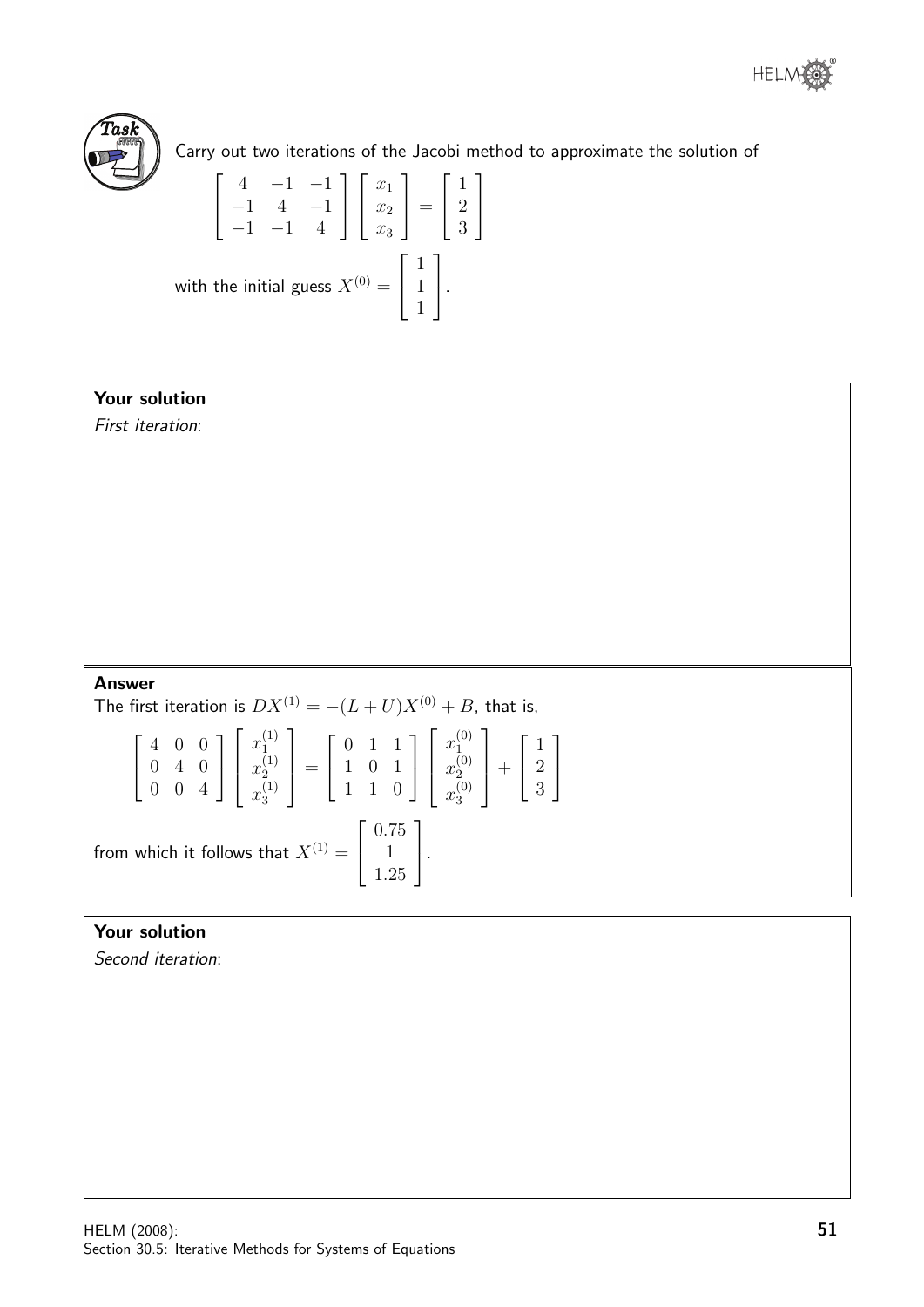**Task**

Carry out two iterations of the Jacobi method to approximate the solution of

$$\begin{bmatrix} 4 & -1 & -1 \\ -1 & 4 & -1 \\ -1 & -1 & 4 \end{bmatrix} \begin{bmatrix} x_1 \\ x_2 \\ x_3 \end{bmatrix} = \begin{bmatrix} 1 \\ 2 \\ 3 \end{bmatrix}$$

with the initial guess $X^{(0)} = \begin{bmatrix} 1 \\ 1 \\ 1 \end{bmatrix}$.

**Your solution**

*First iteration*:

**Answer**

The first iteration is $DX^{(1)} = -(L+U)X^{(0)} + B$, that is,

$$\begin{bmatrix} 4 & 0 & 0 \\ 0 & 4 & 0 \\ 0 & 0 & 4 \end{bmatrix} \begin{bmatrix} x_1^{(1)} \\ x_2^{(1)} \\ x_3^{(1)} \end{bmatrix} = \begin{bmatrix} 0 & 1 & 1 \\ 1 & 0 & 1 \\ 1 & 1 & 0 \end{bmatrix} \begin{bmatrix} x_1^{(0)} \\ x_2^{(0)} \\ x_3^{(0)} \end{bmatrix} + \begin{bmatrix} 1 \\ 2 \\ 3 \end{bmatrix}$$

from which it follows that $X^{(1)} = \begin{bmatrix} 0.75 \\ 1 \\ 1.25 \end{bmatrix}$.

**Your solution**

*Second iteration*: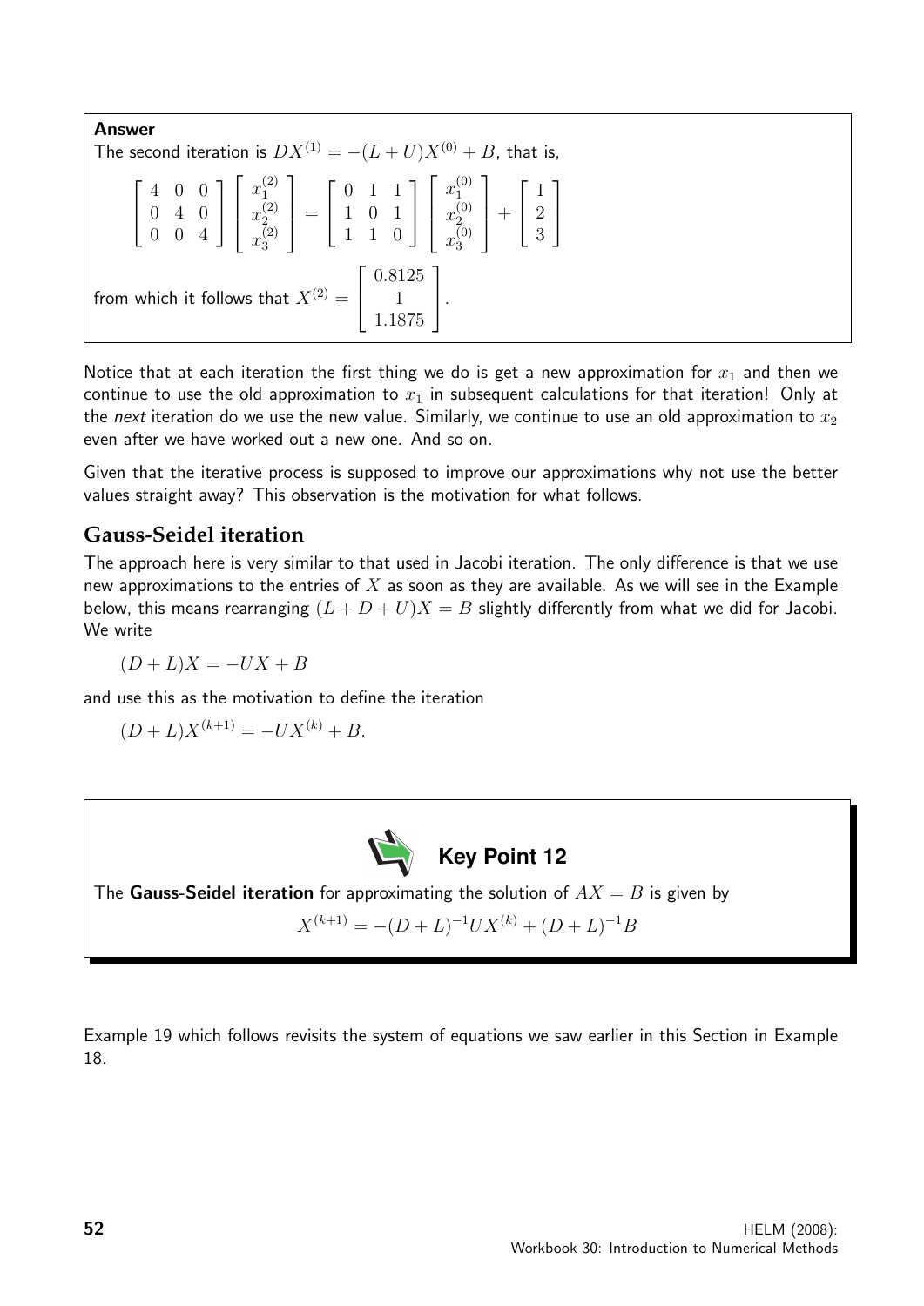**Answer**

The second iteration is $DX^{(1)} = -(L+U)X^{(0)} + B$, that is,

$$\begin{bmatrix} 4 & 0 & 0 \\ 0 & 4 & 0 \\ 0 & 0 & 4 \end{bmatrix} \begin{bmatrix} x_1^{(2)} \\ x_2^{(2)} \\ x_3^{(2)} \end{bmatrix} = \begin{bmatrix} 0 & 1 & 1 \\ 1 & 0 & 1 \\ 1 & 1 & 0 \end{bmatrix} \begin{bmatrix} x_1^{(0)} \\ x_2^{(0)} \\ x_3^{(0)} \end{bmatrix} + \begin{bmatrix} 1 \\ 2 \\ 3 \end{bmatrix}$$

from which it follows that $X^{(2)} = \begin{bmatrix} 0.8125 \\ 1 \\ 1.1875 \end{bmatrix}$.

Notice that at each iteration the first thing we do is get a new approximation for $x_1$ and then we continue to use the old approximation to $x_1$ in subsequent calculations for that iteration! Only at the *next* iteration do we use the new value. Similarly, we continue to use an old approximation to $x_2$ even after we have worked out a new one. And so on.

Given that the iterative process is supposed to improve our approximations why not use the better values straight away? This observation is the motivation for what follows.

## Gauss-Seidel iteration

The approach here is very similar to that used in Jacobi iteration. The only difference is that we use new approximations to the entries of $X$ as soon as they are available. As we will see in the Example below, this means rearranging $(L + D + U)X = B$ slightly differently from what we did for Jacobi. We write

$$(D + L)X = -UX + B$$

and use this as the motivation to define the iteration

$$(D + L)X^{(k+1)} = -UX^{(k)} + B.$$

**Key Point 12**

The **Gauss-Seidel iteration** for approximating the solution of $AX = B$ is given by

$$X^{(k+1)} = -(D + L)^{-1}UX^{(k)} + (D + L)^{-1}B$$

Example 19 which follows revisits the system of equations we saw earlier in this Section in Example 18.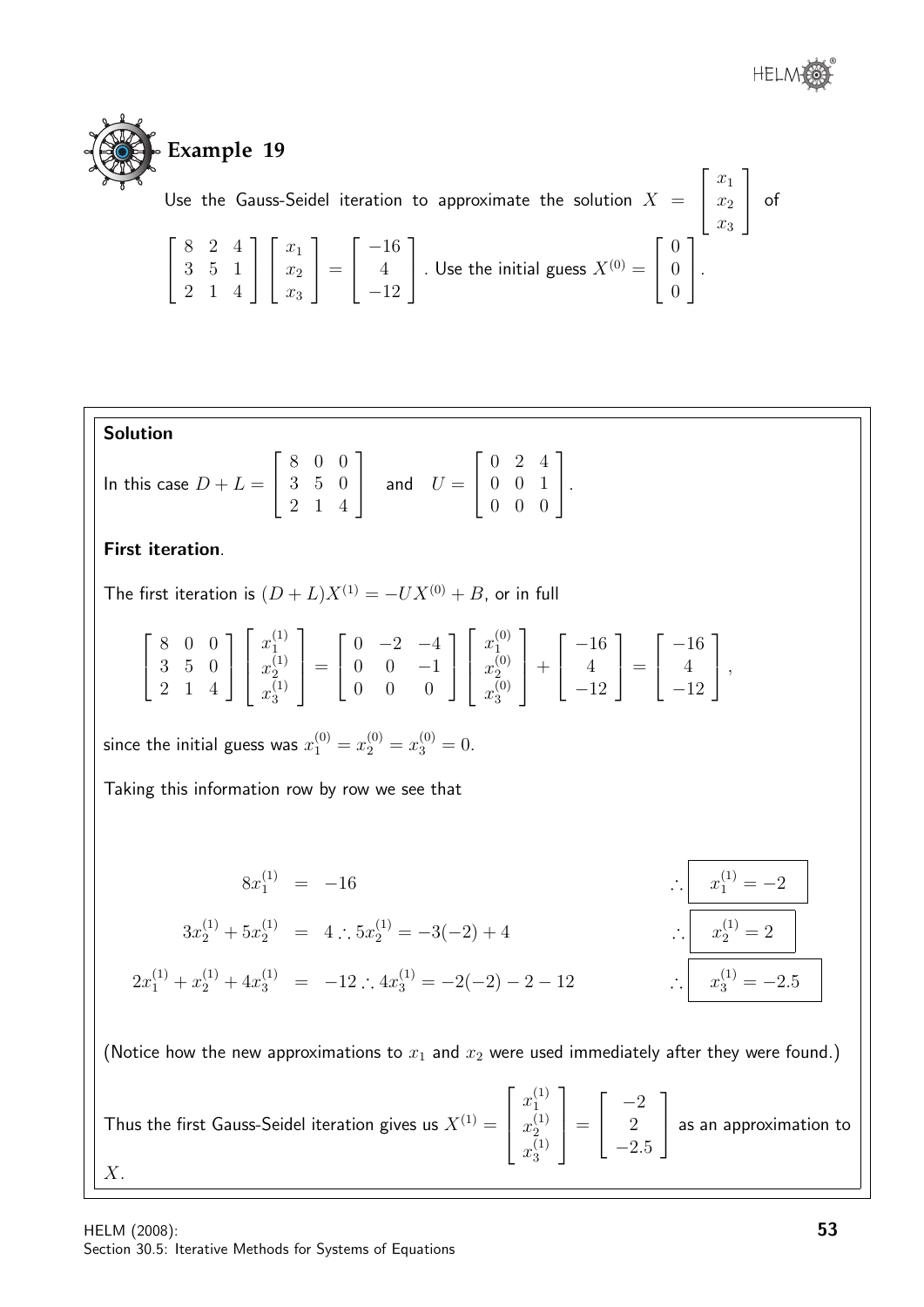## Example 19

Use the Gauss-Seidel iteration to approximate the solution $X = \begin{bmatrix} x_1 \\ x_2 \\ x_3 \end{bmatrix}$ of

$\begin{bmatrix} 8 & 2 & 4 \\ 3 & 5 & 1 \\ 2 & 1 & 4 \end{bmatrix} \begin{bmatrix} x_1 \\ x_2 \\ x_3 \end{bmatrix} = \begin{bmatrix} -16 \\ 4 \\ -12 \end{bmatrix}$. Use the initial guess $X^{(0)} = \begin{bmatrix} 0 \\ 0 \\ 0 \end{bmatrix}$.

**Solution**

In this case $D + L = \begin{bmatrix} 8 & 0 & 0 \\ 3 & 5 & 0 \\ 2 & 1 & 4 \end{bmatrix}$ and $U = \begin{bmatrix} 0 & 2 & 4 \\ 0 & 0 & 1 \\ 0 & 0 & 0 \end{bmatrix}$.

**First iteration**.

The first iteration is $(D + L)X^{(1)} = -UX^{(0)} + B$, or in full

$$\begin{bmatrix} 8 & 0 & 0 \\ 3 & 5 & 0 \\ 2 & 1 & 4 \end{bmatrix} \begin{bmatrix} x_1^{(1)} \\ x_2^{(1)} \\ x_3^{(1)} \end{bmatrix} = \begin{bmatrix} 0 & -2 & -4 \\ 0 & 0 & -1 \\ 0 & 0 & 0 \end{bmatrix} \begin{bmatrix} x_1^{(0)} \\ x_2^{(0)} \\ x_3^{(0)} \end{bmatrix} + \begin{bmatrix} -16 \\ 4 \\ -12 \end{bmatrix} = \begin{bmatrix} -16 \\ 4 \\ -12 \end{bmatrix},$$

since the initial guess was $x_1^{(0)} = x_2^{(0)} = x_3^{(0)} = 0$.

Taking this information row by row we see that

$$8x_1^{(1)} = -16 \qquad \therefore \boxed{x_1^{(1)} = -2}$$

$$3x_2^{(1)} + 5x_2^{(1)} = 4 \therefore 5x_2^{(1)} = -3(-2) + 4 \qquad \therefore \boxed{x_2^{(1)} = 2}$$

$$2x_1^{(1)} + x_2^{(1)} + 4x_3^{(1)} = -12 \therefore 4x_3^{(1)} = -2(-2) - 2 - 12 \qquad \therefore \boxed{x_3^{(1)} = -2.5}$$

(Notice how the new approximations to $x_1$ and $x_2$ were used immediately after they were found.)

Thus the first Gauss-Seidel iteration gives us $X^{(1)} = \begin{bmatrix} x_1^{(1)} \\ x_2^{(1)} \\ x_3^{(1)} \end{bmatrix} = \begin{bmatrix} -2 \\ 2 \\ -2.5 \end{bmatrix}$ as an approximation to $X$.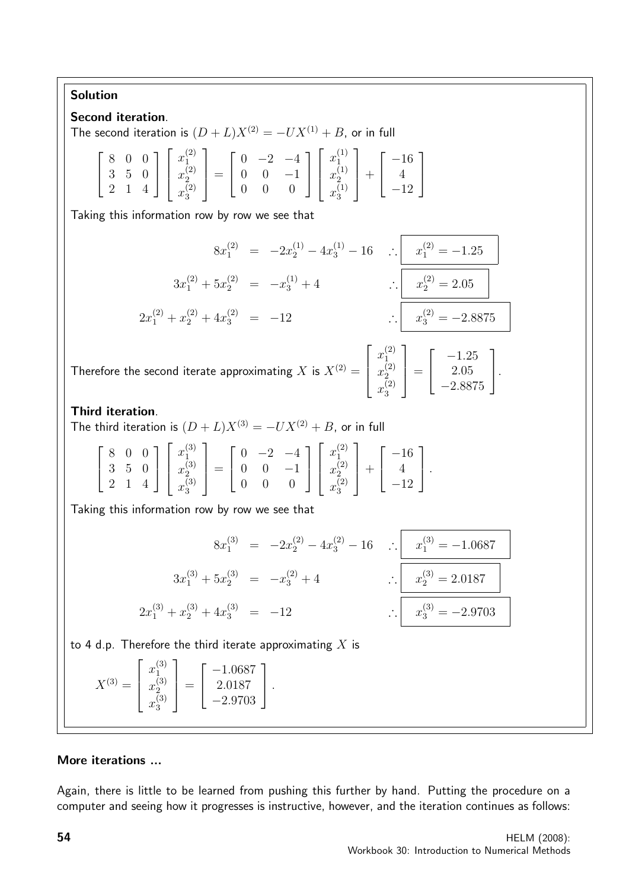**Solution**

**Second iteration**.

The second iteration is $(D+L)X^{(2)} = -UX^{(1)} + B$, or in full

$$\begin{bmatrix} 8 & 0 & 0 \\ 3 & 5 & 0 \\ 2 & 1 & 4 \end{bmatrix} \begin{bmatrix} x_1^{(2)} \\ x_2^{(2)} \\ x_3^{(2)} \end{bmatrix} = \begin{bmatrix} 0 & -2 & -4 \\ 0 & 0 & -1 \\ 0 & 0 & 0 \end{bmatrix} \begin{bmatrix} x_1^{(1)} \\ x_2^{(1)} \\ x_3^{(1)} \end{bmatrix} + \begin{bmatrix} -16 \\ 4 \\ -12 \end{bmatrix}$$

Taking this information row by row we see that

$$\begin{aligned} 8x_1^{(2)} &= -2x_2^{(1)} - 4x_3^{(1)} - 16 & \therefore \quad & \boxed{x_1^{(2)} = -1.25} \\ 3x_1^{(2)} + 5x_2^{(2)} &= -x_3^{(1)} + 4 & \therefore \quad & \boxed{x_2^{(2)} = 2.05} \\ 2x_1^{(2)} + x_2^{(2)} + 4x_3^{(2)} &= -12 & \therefore \quad & \boxed{x_3^{(2)} = -2.8875} \end{aligned}$$

Therefore the second iterate approximating $X$ is $X^{(2)} = \begin{bmatrix} x_1^{(2)} \\ x_2^{(2)} \\ x_3^{(2)} \end{bmatrix} = \begin{bmatrix} -1.25 \\ 2.05 \\ -2.8875 \end{bmatrix}$.

**Third iteration**.

The third iteration is $(D+L)X^{(3)} = -UX^{(2)} + B$, or in full

$$\begin{bmatrix} 8 & 0 & 0 \\ 3 & 5 & 0 \\ 2 & 1 & 4 \end{bmatrix} \begin{bmatrix} x_1^{(3)} \\ x_2^{(3)} \\ x_3^{(3)} \end{bmatrix} = \begin{bmatrix} 0 & -2 & -4 \\ 0 & 0 & -1 \\ 0 & 0 & 0 \end{bmatrix} \begin{bmatrix} x_1^{(2)} \\ x_2^{(2)} \\ x_3^{(2)} \end{bmatrix} + \begin{bmatrix} -16 \\ 4 \\ -12 \end{bmatrix}.$$

Taking this information row by row we see that

$$\begin{aligned} 8x_1^{(3)} &= -2x_2^{(2)} - 4x_3^{(2)} - 16 & \therefore \quad & \boxed{x_1^{(3)} = -1.0687} \\ 3x_1^{(3)} + 5x_2^{(3)} &= -x_3^{(2)} + 4 & \therefore \quad & \boxed{x_2^{(3)} = 2.0187} \\ 2x_1^{(3)} + x_2^{(3)} + 4x_3^{(3)} &= -12 & \therefore \quad & \boxed{x_3^{(3)} = -2.9703} \end{aligned}$$

to 4 d.p. Therefore the third iterate approximating $X$ is

$$X^{(3)} = \begin{bmatrix} x_1^{(3)} \\ x_2^{(3)} \\ x_3^{(3)} \end{bmatrix} = \begin{bmatrix} -1.0687 \\ 2.0187 \\ -2.9703 \end{bmatrix}.$$

**More iterations ...**

Again, there is little to be learned from pushing this further by hand. Putting the procedure on a computer and seeing how it progresses is instructive, however, and the iteration continues as follows: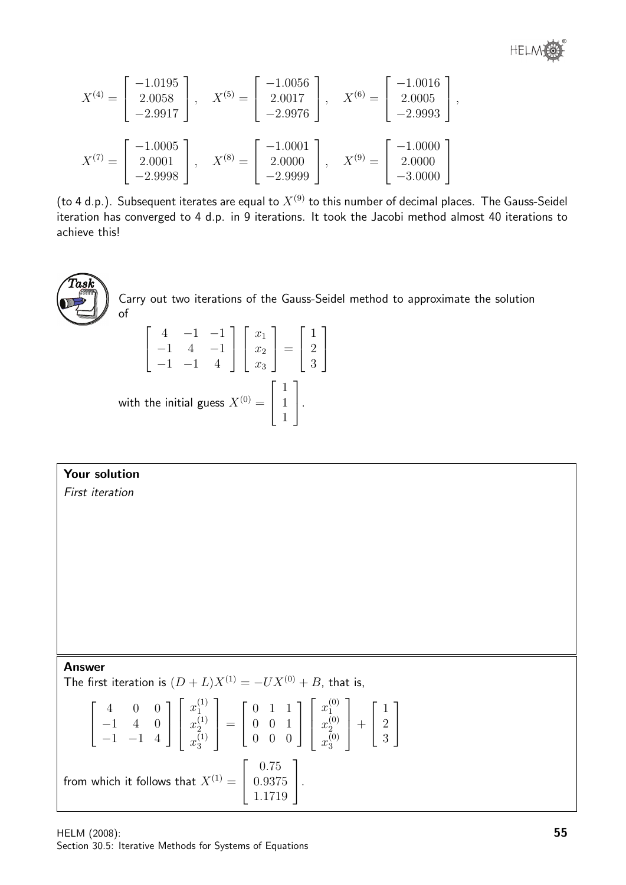$$X^{(4)} = \begin{bmatrix} -1.0195 \\ 2.0058 \\ -2.9917 \end{bmatrix}, \quad X^{(5)} = \begin{bmatrix} -1.0056 \\ 2.0017 \\ -2.9976 \end{bmatrix}, \quad X^{(6)} = \begin{bmatrix} -1.0016 \\ 2.0005 \\ -2.9993 \end{bmatrix},$$

$$X^{(7)} = \begin{bmatrix} -1.0005 \\ 2.0001 \\ -2.9998 \end{bmatrix}, \quad X^{(8)} = \begin{bmatrix} -1.0001 \\ 2.0000 \\ -2.9999 \end{bmatrix}, \quad X^{(9)} = \begin{bmatrix} -1.0000 \\ 2.0000 \\ -3.0000 \end{bmatrix}$$

(to 4 d.p.). Subsequent iterates are equal to $X^{(9)}$ to this number of decimal places. The Gauss-Seidel iteration has converged to 4 d.p. in 9 iterations. It took the Jacobi method almost 40 iterations to achieve this!

**Task**

Carry out two iterations of the Gauss-Seidel method to approximate the solution of

$$\begin{bmatrix} 4 & -1 & -1 \\ -1 & 4 & -1 \\ -1 & -1 & 4 \end{bmatrix} \begin{bmatrix} x_1 \\ x_2 \\ x_3 \end{bmatrix} = \begin{bmatrix} 1 \\ 2 \\ 3 \end{bmatrix}$$

with the initial guess $X^{(0)} = \begin{bmatrix} 1 \\ 1 \\ 1 \end{bmatrix}$.

**Your solution**

*First iteration*

**Answer**

The first iteration is $(D + L)X^{(1)} = -UX^{(0)} + B$, that is,

$$\begin{bmatrix} 4 & 0 & 0 \\ -1 & 4 & 0 \\ -1 & -1 & 4 \end{bmatrix} \begin{bmatrix} x_1^{(1)} \\ x_2^{(1)} \\ x_3^{(1)} \end{bmatrix} = \begin{bmatrix} 0 & 1 & 1 \\ 0 & 0 & 1 \\ 0 & 0 & 0 \end{bmatrix} \begin{bmatrix} x_1^{(0)} \\ x_2^{(0)} \\ x_3^{(0)} \end{bmatrix} + \begin{bmatrix} 1 \\ 2 \\ 3 \end{bmatrix}$$

from which it follows that $X^{(1)} = \begin{bmatrix} 0.75 \\ 0.9375 \\ 1.1719 \end{bmatrix}$.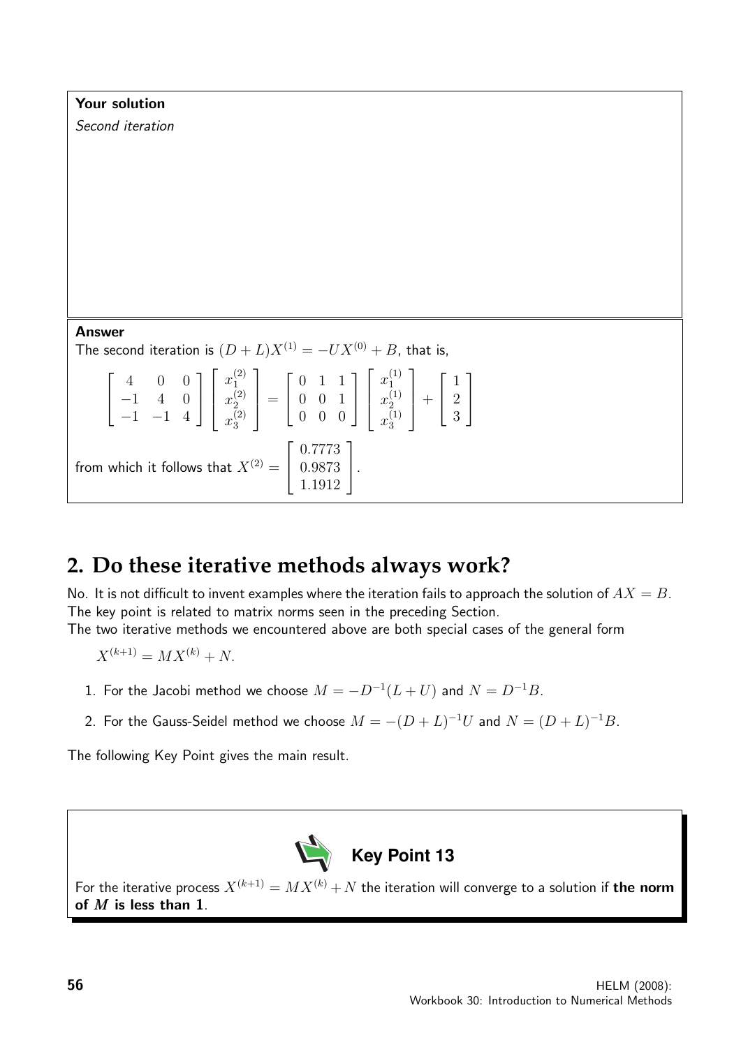**Your solution**

*Second iteration*

**Answer**

The second iteration is $(D+L)X^{(1)} = -UX^{(0)} + B$, that is,

$$\begin{bmatrix} 4 & 0 & 0 \\ -1 & 4 & 0 \\ -1 & -1 & 4 \end{bmatrix} \begin{bmatrix} x_1^{(2)} \\ x_2^{(2)} \\ x_3^{(2)} \end{bmatrix} = \begin{bmatrix} 0 & 1 & 1 \\ 0 & 0 & 1 \\ 0 & 0 & 0 \end{bmatrix} \begin{bmatrix} x_1^{(1)} \\ x_2^{(1)} \\ x_3^{(1)} \end{bmatrix} + \begin{bmatrix} 1 \\ 2 \\ 3 \end{bmatrix}$$

from which it follows that $X^{(2)} = \begin{bmatrix} 0.7773 \\ 0.9873 \\ 1.1912 \end{bmatrix}$.

## 2. Do these iterative methods always work?

No. It is not difficult to invent examples where the iteration fails to approach the solution of $AX = B$. The key point is related to matrix norms seen in the preceding Section.

The two iterative methods we encountered above are both special cases of the general form

$$X^{(k+1)} = MX^{(k)} + N.$$

1. For the Jacobi method we choose $M = -D^{-1}(L+U)$ and $N = D^{-1}B$.
2. For the Gauss-Seidel method we choose $M = -(D+L)^{-1}U$ and $N = (D+L)^{-1}B$.

The following Key Point gives the main result.

**Key Point 13**

For the iterative process $X^{(k+1)} = MX^{(k)} + N$ the iteration will converge to a solution if **the norm of $M$ is less than 1**.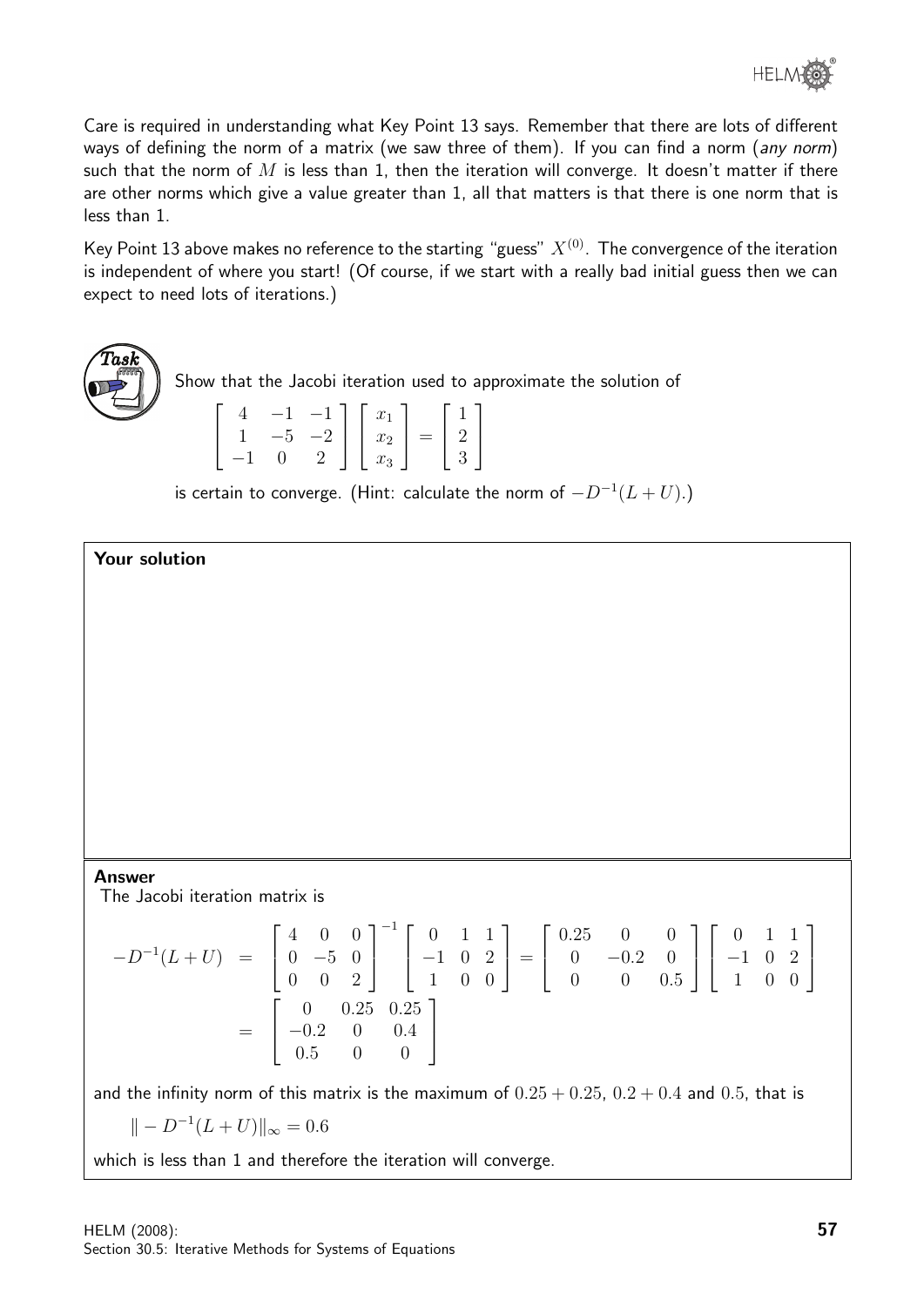Care is required in understanding what Key Point 13 says. Remember that there are lots of different ways of defining the norm of a matrix (we saw three of them). If you can find a norm (*any norm*) such that the norm of $M$ is less than 1, then the iteration will converge. It doesn't matter if there are other norms which give a value greater than 1, all that matters is that there is one norm that is less than 1.

Key Point 13 above makes no reference to the starting "guess" $X^{(0)}$. The convergence of the iteration is independent of where you start! (Of course, if we start with a really bad initial guess then we can expect to need lots of iterations.)

**Task**

Show that the Jacobi iteration used to approximate the solution of

$$\begin{bmatrix} 4 & -1 & -1 \\ 1 & -5 & -2 \\ -1 & 0 & 2 \end{bmatrix} \begin{bmatrix} x_1 \\ x_2 \\ x_3 \end{bmatrix} = \begin{bmatrix} 1 \\ 2 \\ 3 \end{bmatrix}$$

is certain to converge. (Hint: calculate the norm of $-D^{-1}(L+U)$.)

**Your solution**

**Answer**

The Jacobi iteration matrix is

$$\begin{aligned} -D^{-1}(L+U) &= \begin{bmatrix} 4 & 0 & 0 \\ 0 & -5 & 0 \\ 0 & 0 & 2 \end{bmatrix}^{-1} \begin{bmatrix} 0 & 1 & 1 \\ -1 & 0 & 2 \\ 1 & 0 & 0 \end{bmatrix} = \begin{bmatrix} 0.25 & 0 & 0 \\ 0 & -0.2 & 0 \\ 0 & 0 & 0.5 \end{bmatrix} \begin{bmatrix} 0 & 1 & 1 \\ -1 & 0 & 2 \\ 1 & 0 & 0 \end{bmatrix} \\ &= \begin{bmatrix} 0 & 0.25 & 0.25 \\ -0.2 & 0 & 0.4 \\ 0.5 & 0 & 0 \end{bmatrix} \end{aligned}$$

and the infinity norm of this matrix is the maximum of $0.25 + 0.25$, $0.2 + 0.4$ and $0.5$, that is

$$\| - D^{-1}(L+U)\|_\infty = 0.6$$

which is less than 1 and therefore the iteration will converge.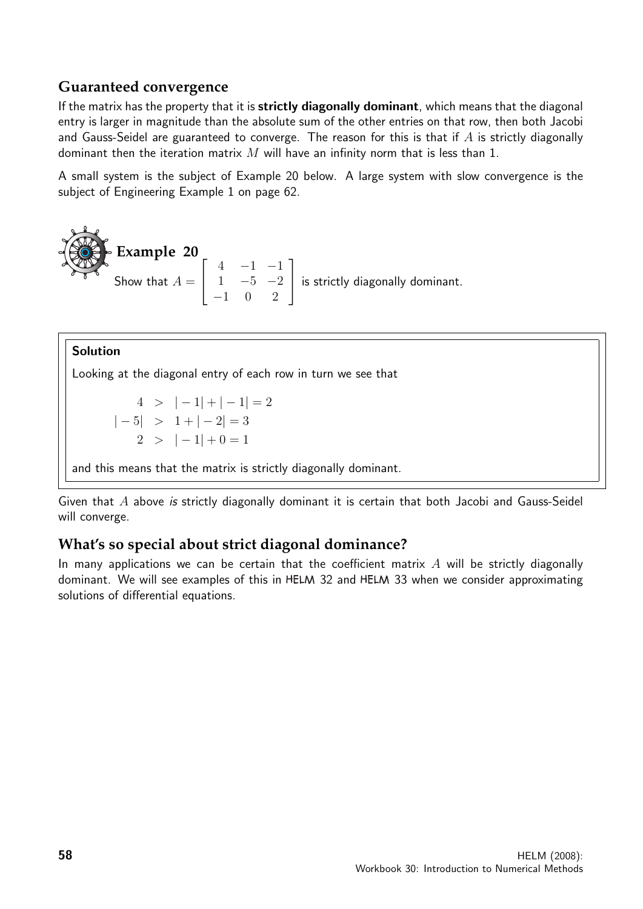## Guaranteed convergence

If the matrix has the property that it is **strictly diagonally dominant**, which means that the diagonal entry is larger in magnitude than the absolute sum of the other entries on that row, then both Jacobi and Gauss-Seidel are guaranteed to converge. The reason for this is that if $A$ is strictly diagonally dominant then the iteration matrix $M$ will have an infinity norm that is less than 1.

A small system is the subject of Example 20 below. A large system with slow convergence is the subject of Engineering Example 1 on page 62.

### Example 20

Show that $A = \begin{bmatrix} 4 & -1 & -1 \\ 1 & -5 & -2 \\ -1 & 0 & 2 \end{bmatrix}$ is strictly diagonally dominant.

**Solution**

Looking at the diagonal entry of each row in turn we see that

$$\begin{aligned} 4 &> |-1| + |-1| = 2 \\ |-5| &> 1 + |-2| = 3 \\ 2 &> |-1| + 0 = 1 \end{aligned}$$

and this means that the matrix is strictly diagonally dominant.

Given that $A$ above *is* strictly diagonally dominant it is certain that both Jacobi and Gauss-Seidel will converge.

## What's so special about strict diagonal dominance?

In many applications we can be certain that the coefficient matrix $A$ will be strictly diagonally dominant. We will see examples of this in HELM 32 and HELM 33 when we consider approximating solutions of differential equations.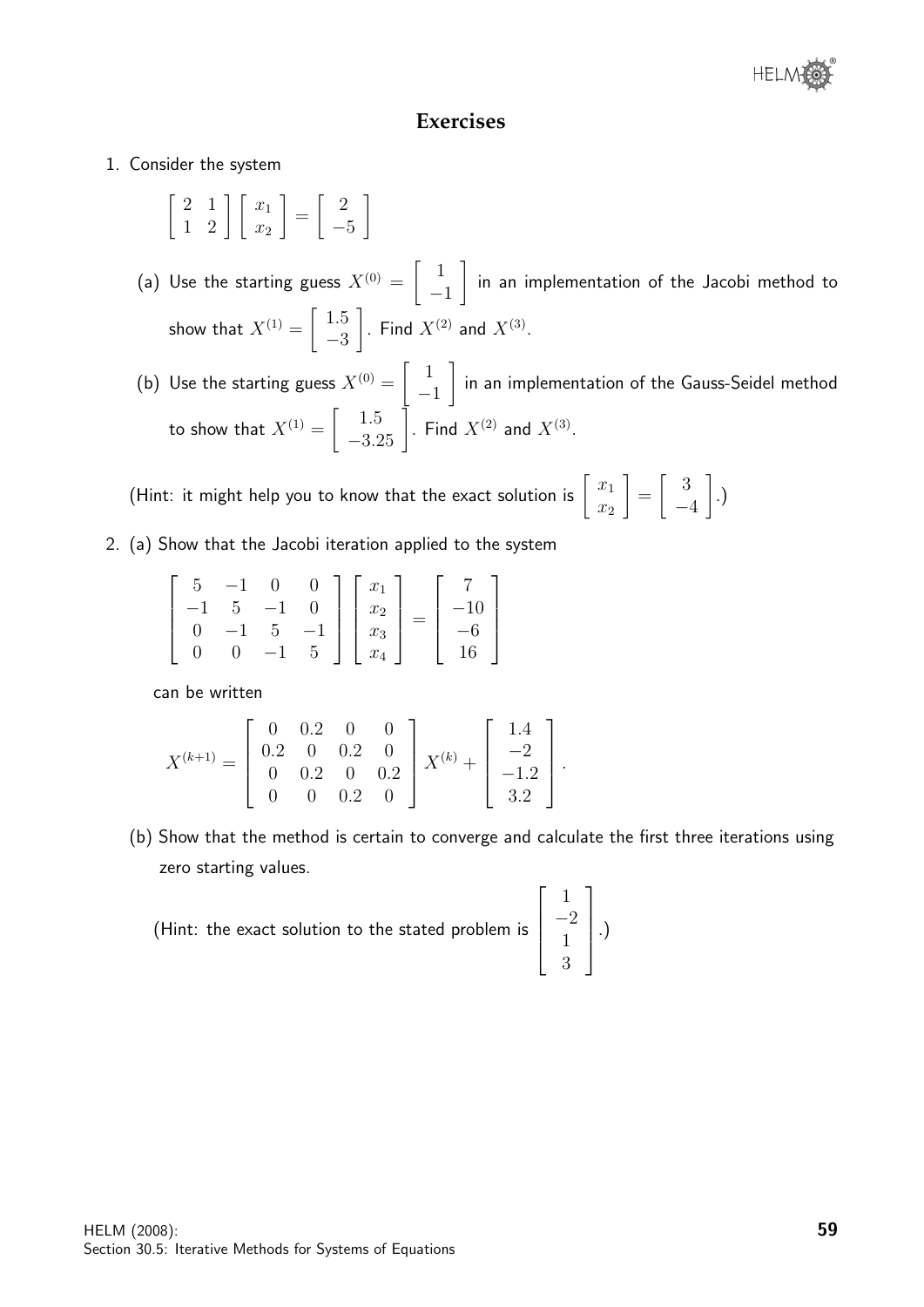## Exercises

1. Consider the system

$$\begin{bmatrix} 2 & 1 \\ 1 & 2 \end{bmatrix} \begin{bmatrix} x_1 \\ x_2 \end{bmatrix} = \begin{bmatrix} 2 \\ -5 \end{bmatrix}$$

   (a) Use the starting guess $X^{(0)} = \begin{bmatrix} 1 \\ -1 \end{bmatrix}$ in an implementation of the Jacobi method to show that $X^{(1)} = \begin{bmatrix} 1.5 \\ -3 \end{bmatrix}$. Find $X^{(2)}$ and $X^{(3)}$.

   (b) Use the starting guess $X^{(0)} = \begin{bmatrix} 1 \\ -1 \end{bmatrix}$ in an implementation of the Gauss-Seidel method to show that $X^{(1)} = \begin{bmatrix} 1.5 \\ -3.25 \end{bmatrix}$. Find $X^{(2)}$ and $X^{(3)}$.

   (Hint: it might help you to know that the exact solution is $\begin{bmatrix} x_1 \\ x_2 \end{bmatrix} = \begin{bmatrix} 3 \\ -4 \end{bmatrix}$.)

2. (a) Show that the Jacobi iteration applied to the system

$$\begin{bmatrix} 5 & -1 & 0 & 0 \\ -1 & 5 & -1 & 0 \\ 0 & -1 & 5 & -1 \\ 0 & 0 & -1 & 5 \end{bmatrix} \begin{bmatrix} x_1 \\ x_2 \\ x_3 \\ x_4 \end{bmatrix} = \begin{bmatrix} 7 \\ -10 \\ -6 \\ 16 \end{bmatrix}$$

   can be written

$$X^{(k+1)} = \begin{bmatrix} 0 & 0.2 & 0 & 0 \\ 0.2 & 0 & 0.2 & 0 \\ 0 & 0.2 & 0 & 0.2 \\ 0 & 0 & 0.2 & 0 \end{bmatrix} X^{(k)} + \begin{bmatrix} 1.4 \\ -2 \\ -1.2 \\ 3.2 \end{bmatrix}.$$

   (b) Show that the method is certain to converge and calculate the first three iterations using zero starting values.

   (Hint: the exact solution to the stated problem is $\begin{bmatrix} 1 \\ -2 \\ 1 \\ 3 \end{bmatrix}$.)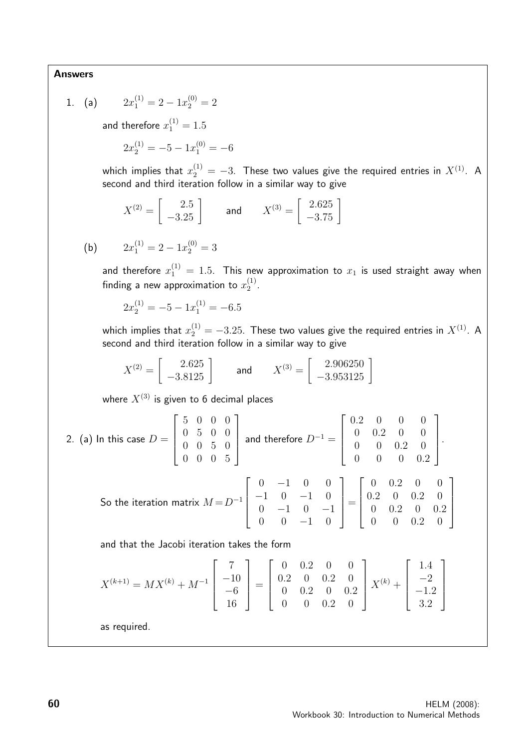**Answers**

1. (a) $$2x_1^{(1)} = 2 - 1x_2^{(0)} = 2$$

and therefore $x_1^{(1)} = 1.5$

$$2x_2^{(1)} = -5 - 1x_1^{(0)} = -6$$

which implies that $x_2^{(1)} = -3$. These two values give the required entries in $X^{(1)}$. A second and third iteration follow in a similar way to give

$$X^{(2)} = \begin{bmatrix} 2.5 \\ -3.25 \end{bmatrix} \qquad \text{and} \qquad X^{(3)} = \begin{bmatrix} 2.625 \\ -3.75 \end{bmatrix}$$

(b) $$2x_1^{(1)} = 2 - 1x_2^{(0)} = 3$$

and therefore $x_1^{(1)} = 1.5$. This new approximation to $x_1$ is used straight away when finding a new approximation to $x_2^{(1)}$.

$$2x_2^{(1)} = -5 - 1x_1^{(1)} = -6.5$$

which implies that $x_2^{(1)} = -3.25$. These two values give the required entries in $X^{(1)}$. A second and third iteration follow in a similar way to give

$$X^{(2)} = \begin{bmatrix} 2.625 \\ -3.8125 \end{bmatrix} \qquad \text{and} \qquad X^{(3)} = \begin{bmatrix} 2.906250 \\ -3.953125 \end{bmatrix}$$

where $X^{(3)}$ is given to 6 decimal places

2. (a) In this case $D = \begin{bmatrix} 5 & 0 & 0 & 0 \\ 0 & 5 & 0 & 0 \\ 0 & 0 & 5 & 0 \\ 0 & 0 & 0 & 5 \end{bmatrix}$ and therefore $D^{-1} = \begin{bmatrix} 0.2 & 0 & 0 & 0 \\ 0 & 0.2 & 0 & 0 \\ 0 & 0 & 0.2 & 0 \\ 0 & 0 & 0 & 0.2 \end{bmatrix}$.

So the iteration matrix $M = D^{-1}\begin{bmatrix} 0 & -1 & 0 & 0 \\ -1 & 0 & -1 & 0 \\ 0 & -1 & 0 & -1 \\ 0 & 0 & -1 & 0 \end{bmatrix} = \begin{bmatrix} 0 & 0.2 & 0 & 0 \\ 0.2 & 0 & 0.2 & 0 \\ 0 & 0.2 & 0 & 0.2 \\ 0 & 0 & 0.2 & 0 \end{bmatrix}$

and that the Jacobi iteration takes the form

$$X^{(k+1)} = MX^{(k)} + M^{-1}\begin{bmatrix} 7 \\ -10 \\ -6 \\ 16 \end{bmatrix} = \begin{bmatrix} 0 & 0.2 & 0 & 0 \\ 0.2 & 0 & 0.2 & 0 \\ 0 & 0.2 & 0 & 0.2 \\ 0 & 0 & 0.2 & 0 \end{bmatrix} X^{(k)} + \begin{bmatrix} 1.4 \\ -2 \\ -1.2 \\ 3.2 \end{bmatrix}$$

as required.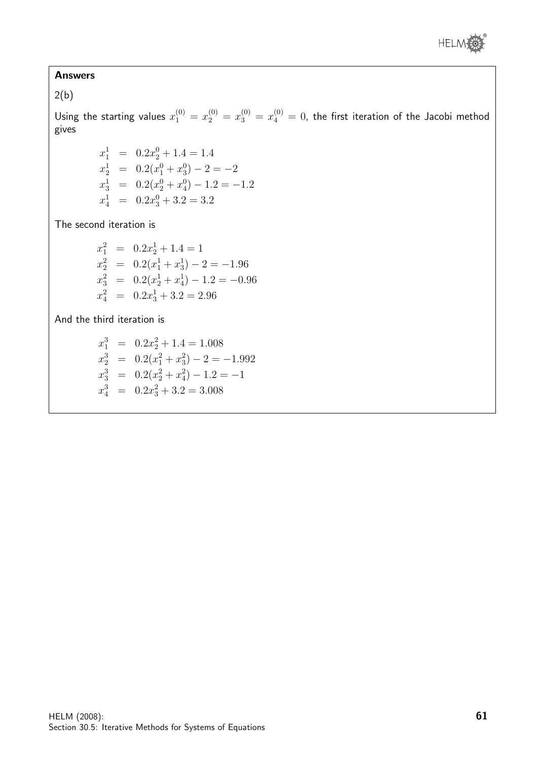**Answers**

2(b)

Using the starting values $x_1^{(0)} = x_2^{(0)} = x_3^{(0)} = x_4^{(0)} = 0$, the first iteration of the Jacobi method gives

$$
\begin{aligned}
x_1^1 &= 0.2x_2^0 + 1.4 = 1.4 \\
x_2^1 &= 0.2(x_1^0 + x_3^0) - 2 = -2 \\
x_3^1 &= 0.2(x_2^0 + x_4^0) - 1.2 = -1.2 \\
x_4^1 &= 0.2x_3^0 + 3.2 = 3.2
\end{aligned}
$$

The second iteration is

$$
\begin{aligned}
x_1^2 &= 0.2x_2^1 + 1.4 = 1 \\
x_2^2 &= 0.2(x_1^1 + x_3^1) - 2 = -1.96 \\
x_3^2 &= 0.2(x_2^1 + x_4^1) - 1.2 = -0.96 \\
x_4^2 &= 0.2x_3^1 + 3.2 = 2.96
\end{aligned}
$$

And the third iteration is

$$
\begin{aligned}
x_1^3 &= 0.2x_2^2 + 1.4 = 1.008 \\
x_2^3 &= 0.2(x_1^2 + x_3^2) - 2 = -1.992 \\
x_3^3 &= 0.2(x_2^2 + x_4^2) - 1.2 = -1 \\
x_4^3 &= 0.2x_3^2 + 3.2 = 3.008
\end{aligned}
$$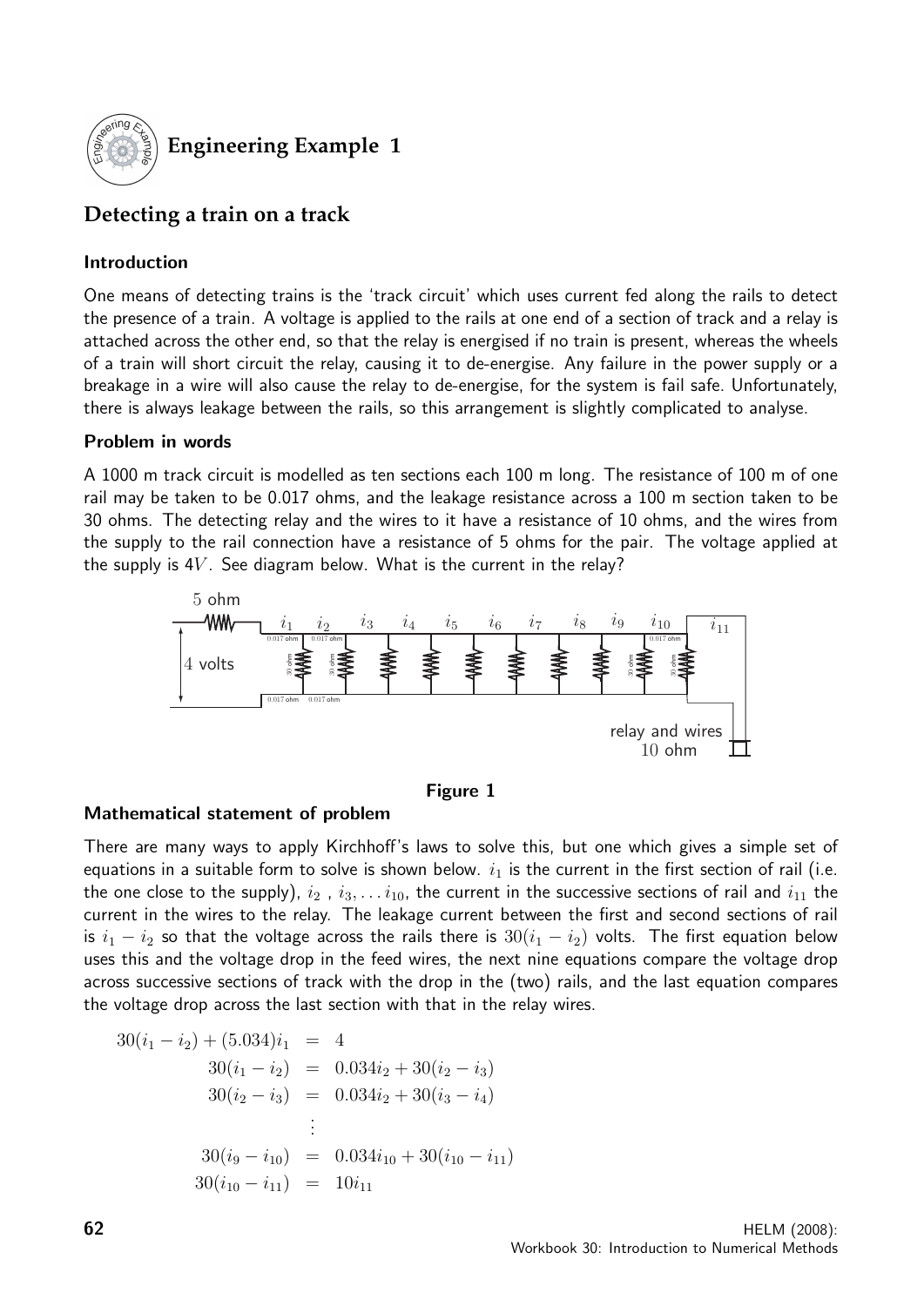# Engineering Example 1

## Detecting a train on a track

### Introduction

One means of detecting trains is the 'track circuit' which uses current fed along the rails to detect the presence of a train. A voltage is applied to the rails at one end of a section of track and a relay is attached across the other end, so that the relay is energised if no train is present, whereas the wheels of a train will short circuit the relay, causing it to de-energise. Any failure in the power supply or a breakage in a wire will also cause the relay to de-energise, for the system is fail safe. Unfortunately, there is always leakage between the rails, so this arrangement is slightly complicated to analyse.

### Problem in words

A 1000 m track circuit is modelled as ten sections each 100 m long. The resistance of 100 m of one rail may be taken to be 0.017 ohms, and the leakage resistance across a 100 m section taken to be 30 ohms. The detecting relay and the wires to it have a resistance of 10 ohms, and the wires from the supply to the rail connection have a resistance of 5 ohms for the pair. The voltage applied at the supply is $4V$. See diagram below. What is the current in the relay?

**Figure 1**

### Mathematical statement of problem

There are many ways to apply Kirchhoff's laws to solve this, but one which gives a simple set of equations in a suitable form to solve is shown below. $i_1$ is the current in the first section of rail (i.e. the one close to the supply), $i_2$ , $i_3, \ldots i_{10}$, the current in the successive sections of rail and $i_{11}$ the current in the wires to the relay. The leakage current between the first and second sections of rail is $i_1 - i_2$ so that the voltage across the rails there is $30(i_1 - i_2)$ volts. The first equation below uses this and the voltage drop in the feed wires, the next nine equations compare the voltage drop across successive sections of track with the drop in the (two) rails, and the last equation compares the voltage drop across the last section with that in the relay wires.

$$
\begin{aligned}
30(i_1 - i_2) + (5.034)i_1 &= 4 \\
30(i_1 - i_2) &= 0.034i_2 + 30(i_2 - i_3) \\
30(i_2 - i_3) &= 0.034i_2 + 30(i_3 - i_4) \\
&\vdots \\
30(i_9 - i_{10}) &= 0.034i_{10} + 30(i_{10} - i_{11}) \\
30(i_{10} - i_{11}) &= 10i_{11}
\end{aligned}
$$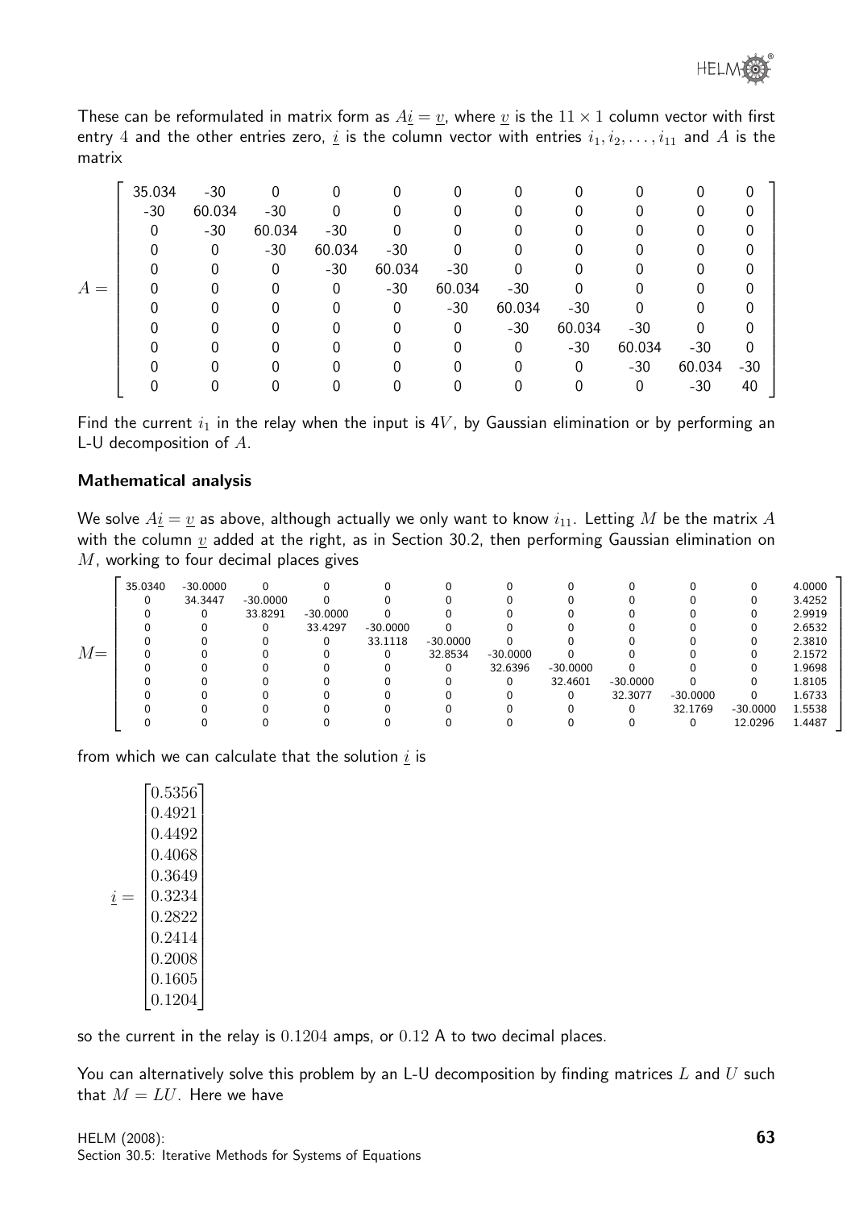These can be reformulated in matrix form as $A\underline{i} = \underline{v}$, where $\underline{v}$ is the $11 \times 1$ column vector with first entry $4$ and the other entries zero, $\underline{i}$ is the column vector with entries $i_1, i_2, \ldots, i_{11}$ and $A$ is the matrix

$$
A = \begin{bmatrix}
35.034 & -30 & 0 & 0 & 0 & 0 & 0 & 0 & 0 & 0 & 0 \\
-30 & 60.034 & -30 & 0 & 0 & 0 & 0 & 0 & 0 & 0 & 0 \\
0 & -30 & 60.034 & -30 & 0 & 0 & 0 & 0 & 0 & 0 & 0 \\
0 & 0 & -30 & 60.034 & -30 & 0 & 0 & 0 & 0 & 0 & 0 \\
0 & 0 & 0 & -30 & 60.034 & -30 & 0 & 0 & 0 & 0 & 0 \\
0 & 0 & 0 & 0 & -30 & 60.034 & -30 & 0 & 0 & 0 & 0 \\
0 & 0 & 0 & 0 & 0 & -30 & 60.034 & -30 & 0 & 0 & 0 \\
0 & 0 & 0 & 0 & 0 & 0 & -30 & 60.034 & -30 & 0 & 0 \\
0 & 0 & 0 & 0 & 0 & 0 & 0 & -30 & 60.034 & -30 & 0 \\
0 & 0 & 0 & 0 & 0 & 0 & 0 & 0 & -30 & 60.034 & -30 \\
0 & 0 & 0 & 0 & 0 & 0 & 0 & 0 & 0 & -30 & 40
\end{bmatrix}
$$

Find the current $i_1$ in the relay when the input is $4V$, by Gaussian elimination or by performing an L-U decomposition of $A$.

### Mathematical analysis

We solve $A\underline{i} = \underline{v}$ as above, although actually we only want to know $i_{11}$. Letting $M$ be the matrix $A$ with the column $\underline{v}$ added at the right, as in Section 30.2, then performing Gaussian elimination on $M$, working to four decimal places gives

$$
M = \begin{bmatrix}
35.0340 & -30.0000 & 0 & 0 & 0 & 0 & 0 & 0 & 0 & 0 & 0 & 4.0000 \\
0 & 34.3447 & -30.0000 & 0 & 0 & 0 & 0 & 0 & 0 & 0 & 0 & 3.4252 \\
0 & 0 & 33.8291 & -30.0000 & 0 & 0 & 0 & 0 & 0 & 0 & 0 & 2.9919 \\
0 & 0 & 0 & 33.4297 & -30.0000 & 0 & 0 & 0 & 0 & 0 & 0 & 2.6532 \\
0 & 0 & 0 & 0 & 33.1118 & -30.0000 & 0 & 0 & 0 & 0 & 0 & 2.3810 \\
0 & 0 & 0 & 0 & 0 & 32.8534 & -30.0000 & 0 & 0 & 0 & 0 & 2.1572 \\
0 & 0 & 0 & 0 & 0 & 0 & 32.6396 & -30.0000 & 0 & 0 & 0 & 1.9698 \\
0 & 0 & 0 & 0 & 0 & 0 & 0 & 32.4601 & -30.0000 & 0 & 0 & 1.8105 \\
0 & 0 & 0 & 0 & 0 & 0 & 0 & 0 & 32.3077 & -30.0000 & 0 & 1.6733 \\
0 & 0 & 0 & 0 & 0 & 0 & 0 & 0 & 0 & 32.1769 & -30.0000 & 1.5538 \\
0 & 0 & 0 & 0 & 0 & 0 & 0 & 0 & 0 & 0 & 12.0296 & 1.4487
\end{bmatrix}
$$

from which we can calculate that the solution $\underline{i}$ is

$$
\underline{i} = \begin{bmatrix}
0.5356 \\ 0.4921 \\ 0.4492 \\ 0.4068 \\ 0.3649 \\ 0.3234 \\ 0.2822 \\ 0.2414 \\ 0.2008 \\ 0.1605 \\ 0.1204
\end{bmatrix}
$$

so the current in the relay is $0.1204$ amps, or $0.12$ A to two decimal places.

You can alternatively solve this problem by an L-U decomposition by finding matrices $L$ and $U$ such that $M = LU$. Here we have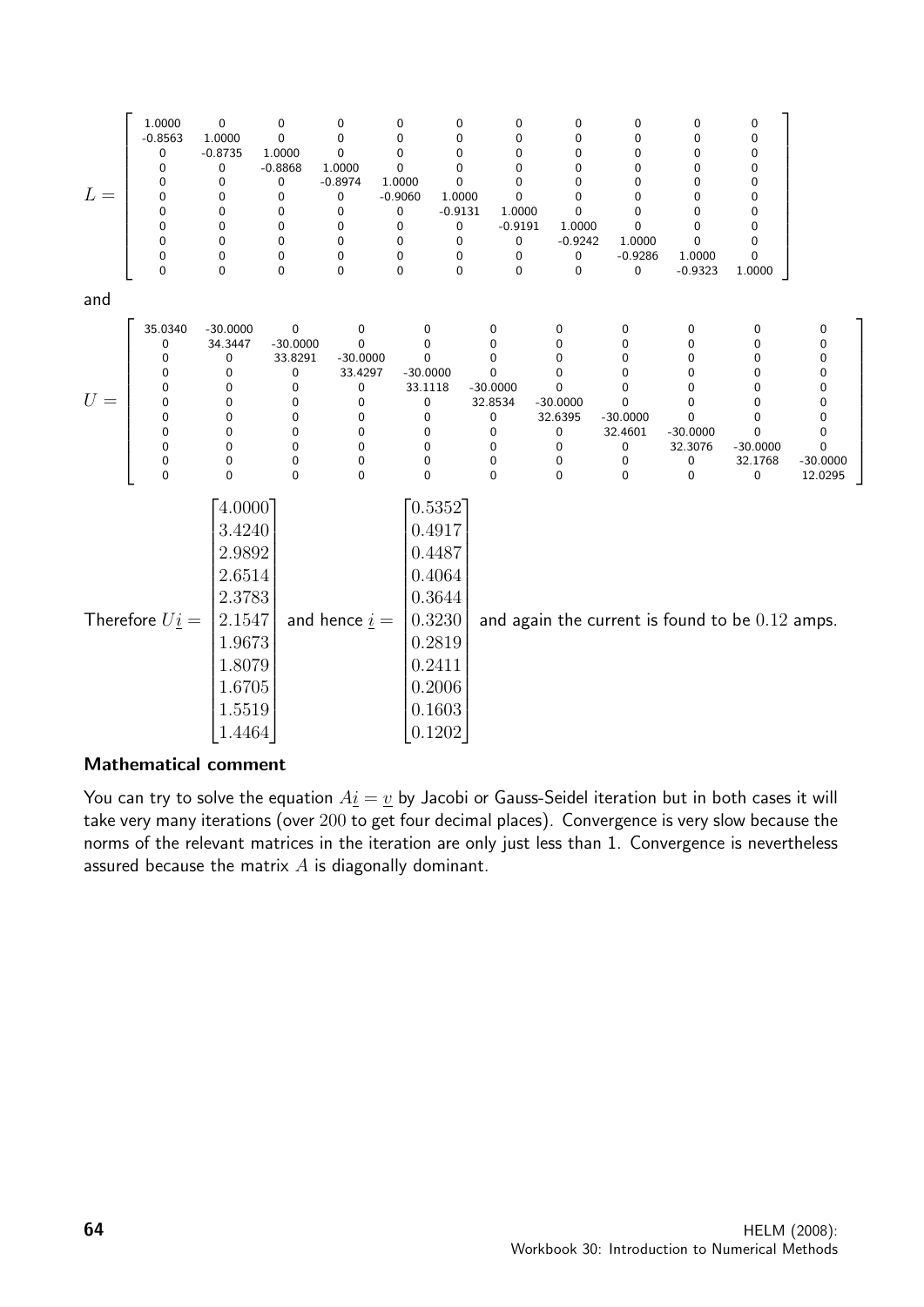$$L = \begin{bmatrix} 1.0000 & 0 & 0 & 0 & 0 & 0 & 0 & 0 & 0 & 0 & 0 \\ -0.8563 & 1.0000 & 0 & 0 & 0 & 0 & 0 & 0 & 0 & 0 & 0 \\ 0 & -0.8735 & 1.0000 & 0 & 0 & 0 & 0 & 0 & 0 & 0 & 0 \\ 0 & 0 & -0.8868 & 1.0000 & 0 & 0 & 0 & 0 & 0 & 0 & 0 \\ 0 & 0 & 0 & -0.8974 & 1.0000 & 0 & 0 & 0 & 0 & 0 & 0 \\ 0 & 0 & 0 & 0 & -0.9060 & 1.0000 & 0 & 0 & 0 & 0 & 0 \\ 0 & 0 & 0 & 0 & 0 & -0.9131 & 1.0000 & 0 & 0 & 0 & 0 \\ 0 & 0 & 0 & 0 & 0 & 0 & -0.9191 & 1.0000 & 0 & 0 & 0 \\ 0 & 0 & 0 & 0 & 0 & 0 & 0 & -0.9242 & 1.0000 & 0 & 0 \\ 0 & 0 & 0 & 0 & 0 & 0 & 0 & 0 & -0.9286 & 1.0000 & 0 \\ 0 & 0 & 0 & 0 & 0 & 0 & 0 & 0 & 0 & -0.9323 & 1.0000 \end{bmatrix}$$

and

$$U = \begin{bmatrix} 35.0340 & -30.0000 & 0 & 0 & 0 & 0 & 0 & 0 & 0 & 0 & 0 \\ 0 & 34.3447 & -30.0000 & 0 & 0 & 0 & 0 & 0 & 0 & 0 & 0 \\ 0 & 0 & 33.8291 & -30.0000 & 0 & 0 & 0 & 0 & 0 & 0 & 0 \\ 0 & 0 & 0 & 33.4297 & -30.0000 & 0 & 0 & 0 & 0 & 0 & 0 \\ 0 & 0 & 0 & 0 & 33.1118 & -30.0000 & 0 & 0 & 0 & 0 & 0 \\ 0 & 0 & 0 & 0 & 0 & 32.8534 & -30.0000 & 0 & 0 & 0 & 0 \\ 0 & 0 & 0 & 0 & 0 & 0 & 32.6395 & -30.0000 & 0 & 0 & 0 \\ 0 & 0 & 0 & 0 & 0 & 0 & 0 & 32.4601 & -30.0000 & 0 & 0 \\ 0 & 0 & 0 & 0 & 0 & 0 & 0 & 0 & 32.3076 & -30.0000 & 0 \\ 0 & 0 & 0 & 0 & 0 & 0 & 0 & 0 & 0 & 32.1768 & -30.0000 \\ 0 & 0 & 0 & 0 & 0 & 0 & 0 & 0 & 0 & 0 & 12.0295 \end{bmatrix}$$

Therefore $U\underline{i} = \begin{bmatrix} 4.0000 \\ 3.4240 \\ 2.9892 \\ 2.6514 \\ 2.3783 \\ 2.1547 \\ 1.9673 \\ 1.8079 \\ 1.6705 \\ 1.5519 \\ 1.4464 \end{bmatrix}$ and hence $\underline{i} = \begin{bmatrix} 0.5352 \\ 0.4917 \\ 0.4487 \\ 0.4064 \\ 0.3644 \\ 0.3230 \\ 0.2819 \\ 0.2411 \\ 0.2006 \\ 0.1603 \\ 0.1202 \end{bmatrix}$ and again the current is found to be $0.12$ amps.

### Mathematical comment

You can try to solve the equation $A\underline{i} = \underline{v}$ by Jacobi or Gauss-Seidel iteration but in both cases it will take very many iterations (over $200$ to get four decimal places). Convergence is very slow because the norms of the relevant matrices in the iteration are only just less than 1. Convergence is nevertheless assured because the matrix $A$ is diagonally dominant.